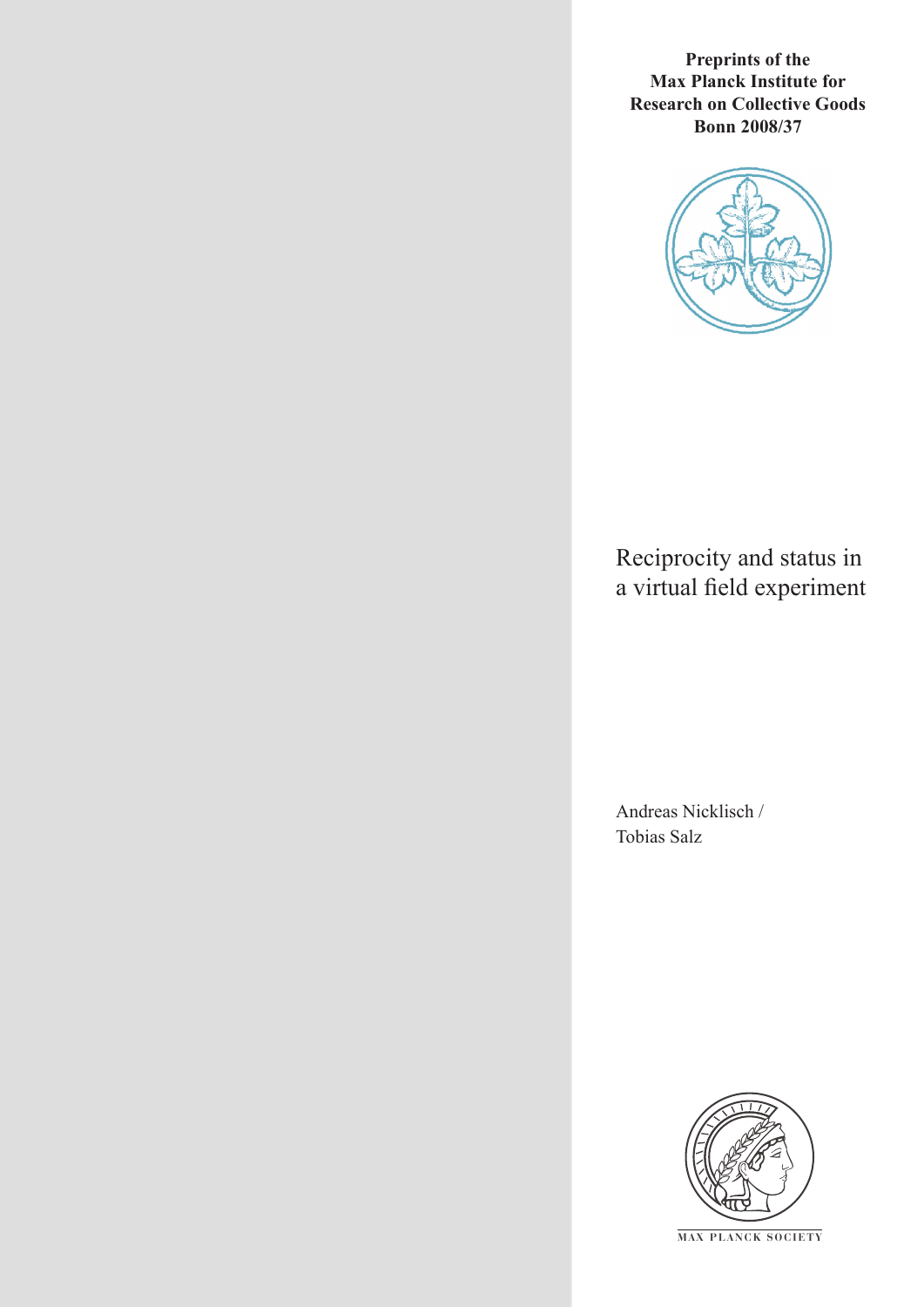**Preprints of the Max Planck Institute for Research on Collective Goods Bonn 2008/37**

# Reciprocity and status in a virtual field experiment

Andreas Nicklisch / Tobias Salz

MAX PLANCK SOCIETY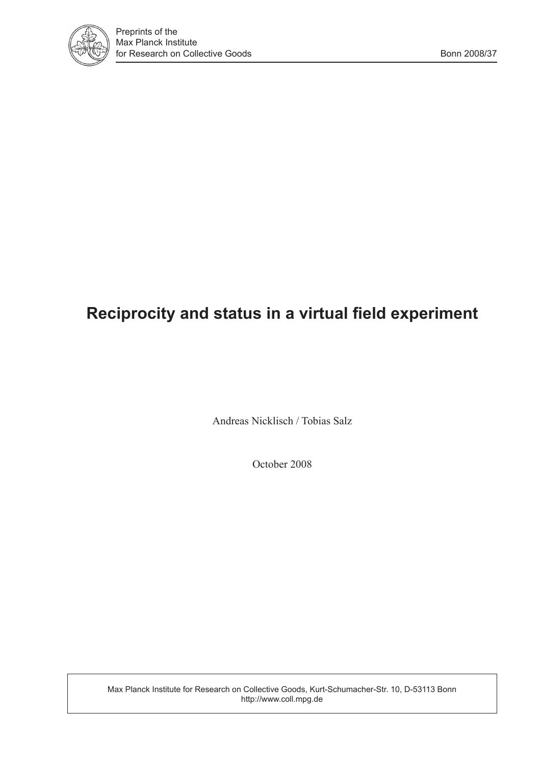Preprints of the
Max Planck Institute
for Research on Collective Goods

Bonn 2008/37

# Reciprocity and status in a virtual field experiment

Andreas Nicklisch / Tobias Salz

October 2008

Max Planck Institute for Research on Collective Goods, Kurt-Schumacher-Str. 10, D-53113 Bonn
http://www.coll.mpg.de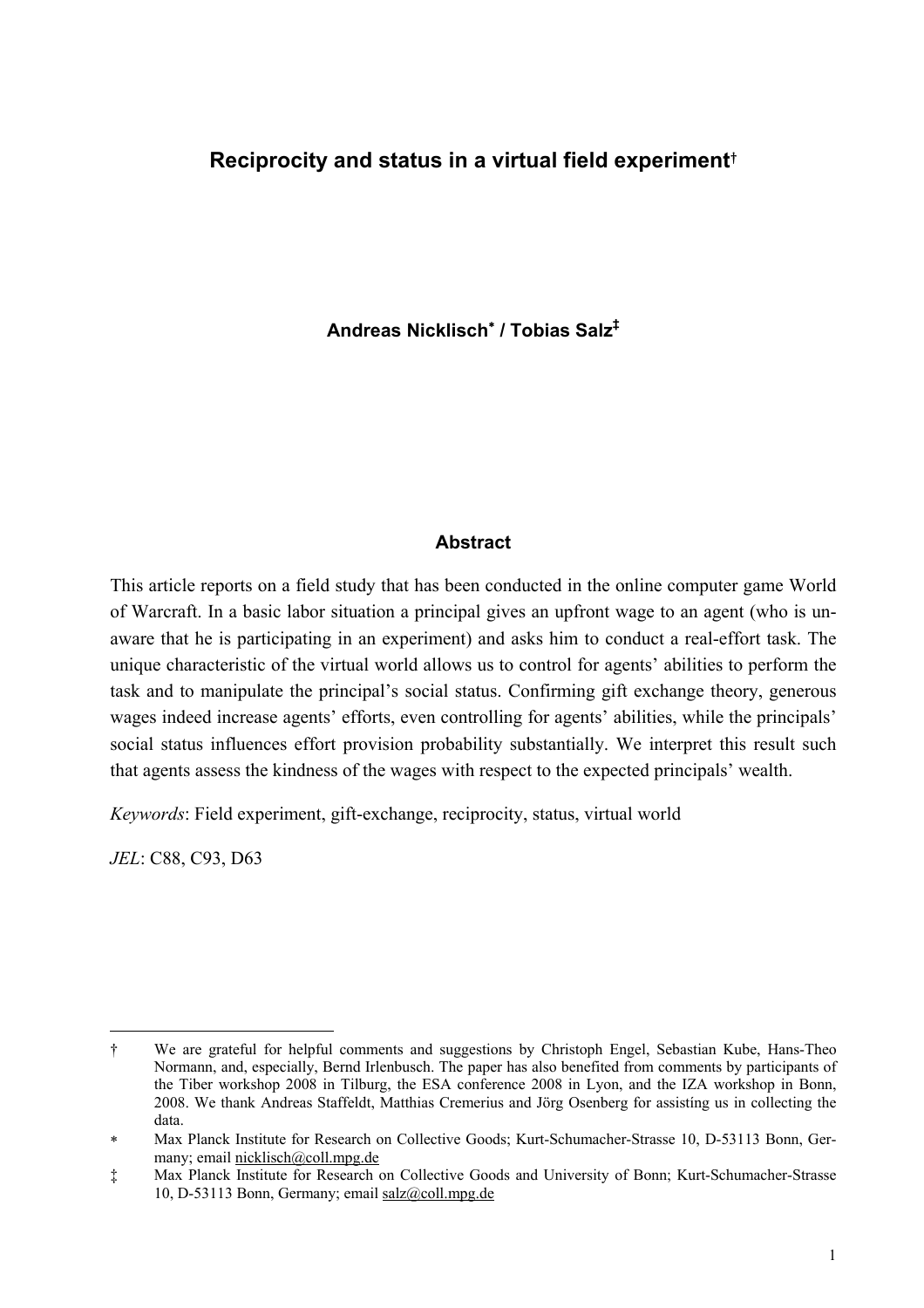# Reciprocity and status in a virtual field experiment[†]

**Andreas Nicklisch[*] / Tobias Salz[‡]**

## Abstract

This article reports on a field study that has been conducted in the online computer game World of Warcraft. In a basic labor situation a principal gives an upfront wage to an agent (who is unaware that he is participating in an experiment) and asks him to conduct a real-effort task. The unique characteristic of the virtual world allows us to control for agents' abilities to perform the task and to manipulate the principal's social status. Confirming gift exchange theory, generous wages indeed increase agents' efforts, even controlling for agents' abilities, while the principals' social status influences effort provision probability substantially. We interpret this result such that agents assess the kindness of the wages with respect to the expected principals' wealth.

*Keywords*: Field experiment, gift-exchange, reciprocity, status, virtual world

*JEL*: C88, C93, D63

---

† We are grateful for helpful comments and suggestions by Christoph Engel, Sebastian Kube, Hans-Theo Normann, and, especially, Bernd Irlenbusch. The paper has also benefited from comments by participants of the Tiber workshop 2008 in Tilburg, the ESA conference 2008 in Lyon, and the IZA workshop in Bonn, 2008. We thank Andreas Staffeldt, Matthias Cremerius and Jörg Osenberg for assisting us in collecting the data.

∗ Max Planck Institute for Research on Collective Goods; Kurt-Schumacher-Strasse 10, D-53113 Bonn, Germany; email nicklisch@coll.mpg.de

‡ Max Planck Institute for Research on Collective Goods and University of Bonn; Kurt-Schumacher-Strasse 10, D-53113 Bonn, Germany; email salz@coll.mpg.de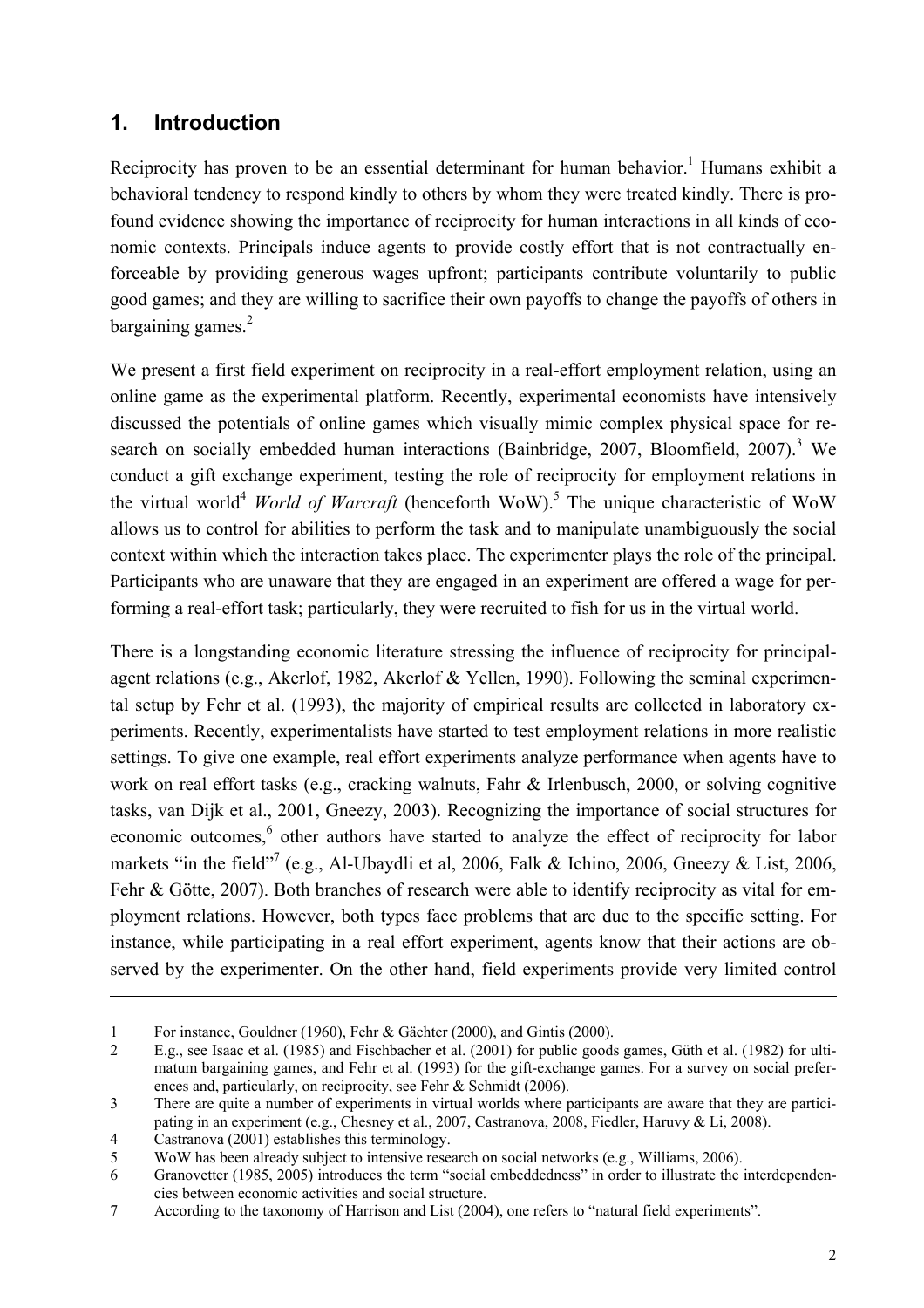## 1. Introduction

Reciprocity has proven to be an essential determinant for human behavior.[1] Humans exhibit a behavioral tendency to respond kindly to others by whom they were treated kindly. There is profound evidence showing the importance of reciprocity for human interactions in all kinds of economic contexts. Principals induce agents to provide costly effort that is not contractually enforceable by providing generous wages upfront; participants contribute voluntarily to public good games; and they are willing to sacrifice their own payoffs to change the payoffs of others in bargaining games.[2]

We present a first field experiment on reciprocity in a real-effort employment relation, using an online game as the experimental platform. Recently, experimental economists have intensively discussed the potentials of online games which visually mimic complex physical space for research on socially embedded human interactions (Bainbridge, 2007, Bloomfield, 2007).[3] We conduct a gift exchange experiment, testing the role of reciprocity for employment relations in the virtual world[4] *World of Warcraft* (henceforth WoW).[5] The unique characteristic of WoW allows us to control for abilities to perform the task and to manipulate unambiguously the social context within which the interaction takes place. The experimenter plays the role of the principal. Participants who are unaware that they are engaged in an experiment are offered a wage for performing a real-effort task; particularly, they were recruited to fish for us in the virtual world.

There is a longstanding economic literature stressing the influence of reciprocity for principal-agent relations (e.g., Akerlof, 1982, Akerlof & Yellen, 1990). Following the seminal experimental setup by Fehr et al. (1993), the majority of empirical results are collected in laboratory experiments. Recently, experimentalists have started to test employment relations in more realistic settings. To give one example, real effort experiments analyze performance when agents have to work on real effort tasks (e.g., cracking walnuts, Fahr & Irlenbusch, 2000, or solving cognitive tasks, van Dijk et al., 2001, Gneezy, 2003). Recognizing the importance of social structures for economic outcomes,[6] other authors have started to analyze the effect of reciprocity for labor markets "in the field"[7] (e.g., Al-Ubaydli et al, 2006, Falk & Ichino, 2006, Gneezy & List, 2006, Fehr & Götte, 2007). Both branches of research were able to identify reciprocity as vital for employment relations. However, both types face problems that are due to the specific setting. For instance, while participating in a real effort experiment, agents know that their actions are observed by the experimenter. On the other hand, field experiments provide very limited control

---

1 For instance, Gouldner (1960), Fehr & Gächter (2000), and Gintis (2000).

2 E.g., see Isaac et al. (1985) and Fischbacher et al. (2001) for public goods games, Güth et al. (1982) for ultimatum bargaining games, and Fehr et al. (1993) for the gift-exchange games. For a survey on social preferences and, particularly, on reciprocity, see Fehr & Schmidt (2006).

3 There are quite a number of experiments in virtual worlds where participants are aware that they are participating in an experiment (e.g., Chesney et al., 2007, Castranova, 2008, Fiedler, Haruvy & Li, 2008).

4 Castranova (2001) establishes this terminology.

5 WoW has been already subject to intensive research on social networks (e.g., Williams, 2006).

6 Granovetter (1985, 2005) introduces the term "social embeddedness" in order to illustrate the interdependencies between economic activities and social structure.

7 According to the taxonomy of Harrison and List (2004), one refers to "natural field experiments".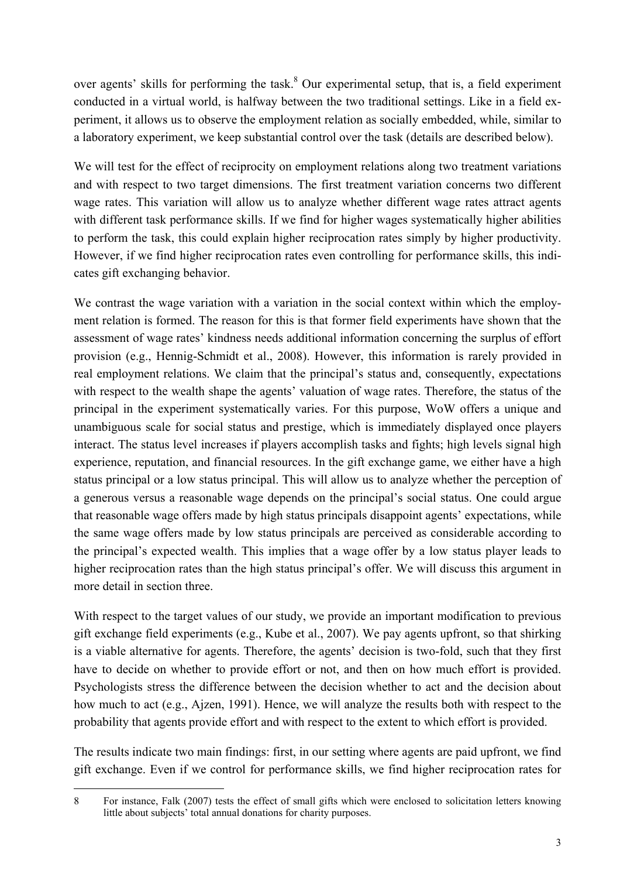over agents' skills for performing the task.[8] Our experimental setup, that is, a field experiment conducted in a virtual world, is halfway between the two traditional settings. Like in a field experiment, it allows us to observe the employment relation as socially embedded, while, similar to a laboratory experiment, we keep substantial control over the task (details are described below).

We will test for the effect of reciprocity on employment relations along two treatment variations and with respect to two target dimensions. The first treatment variation concerns two different wage rates. This variation will allow us to analyze whether different wage rates attract agents with different task performance skills. If we find for higher wages systematically higher abilities to perform the task, this could explain higher reciprocation rates simply by higher productivity. However, if we find higher reciprocation rates even controlling for performance skills, this indicates gift exchanging behavior.

We contrast the wage variation with a variation in the social context within which the employment relation is formed. The reason for this is that former field experiments have shown that the assessment of wage rates' kindness needs additional information concerning the surplus of effort provision (e.g., Hennig-Schmidt et al., 2008). However, this information is rarely provided in real employment relations. We claim that the principal's status and, consequently, expectations with respect to the wealth shape the agents' valuation of wage rates. Therefore, the status of the principal in the experiment systematically varies. For this purpose, WoW offers a unique and unambiguous scale for social status and prestige, which is immediately displayed once players interact. The status level increases if players accomplish tasks and fights; high levels signal high experience, reputation, and financial resources. In the gift exchange game, we either have a high status principal or a low status principal. This will allow us to analyze whether the perception of a generous versus a reasonable wage depends on the principal's social status. One could argue that reasonable wage offers made by high status principals disappoint agents' expectations, while the same wage offers made by low status principals are perceived as considerable according to the principal's expected wealth. This implies that a wage offer by a low status player leads to higher reciprocation rates than the high status principal's offer. We will discuss this argument in more detail in section three.

With respect to the target values of our study, we provide an important modification to previous gift exchange field experiments (e.g., Kube et al., 2007). We pay agents upfront, so that shirking is a viable alternative for agents. Therefore, the agents' decision is two-fold, such that they first have to decide on whether to provide effort or not, and then on how much effort is provided. Psychologists stress the difference between the decision whether to act and the decision about how much to act (e.g., Ajzen, 1991). Hence, we will analyze the results both with respect to the probability that agents provide effort and with respect to the extent to which effort is provided.

The results indicate two main findings: first, in our setting where agents are paid upfront, we find gift exchange. Even if we control for performance skills, we find higher reciprocation rates for

---

8 For instance, Falk (2007) tests the effect of small gifts which were enclosed to solicitation letters knowing little about subjects' total annual donations for charity purposes.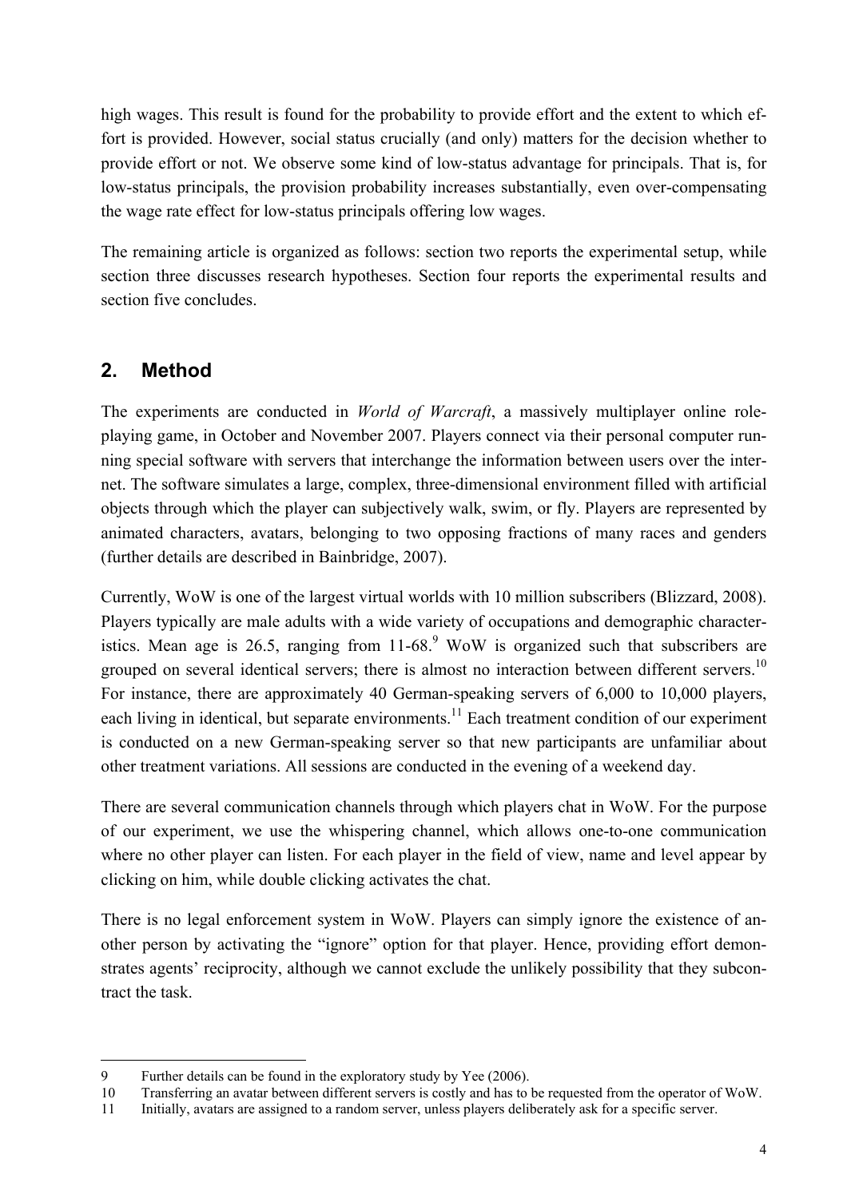high wages. This result is found for the probability to provide effort and the extent to which effort is provided. However, social status crucially (and only) matters for the decision whether to provide effort or not. We observe some kind of low-status advantage for principals. That is, for low-status principals, the provision probability increases substantially, even over-compensating the wage rate effect for low-status principals offering low wages.

The remaining article is organized as follows: section two reports the experimental setup, while section three discusses research hypotheses. Section four reports the experimental results and section five concludes.

## 2. Method

The experiments are conducted in *World of Warcraft*, a massively multiplayer online role-playing game, in October and November 2007. Players connect via their personal computer running special software with servers that interchange the information between users over the internet. The software simulates a large, complex, three-dimensional environment filled with artificial objects through which the player can subjectively walk, swim, or fly. Players are represented by animated characters, avatars, belonging to two opposing fractions of many races and genders (further details are described in Bainbridge, 2007).

Currently, WoW is one of the largest virtual worlds with 10 million subscribers (Blizzard, 2008). Players typically are male adults with a wide variety of occupations and demographic characteristics. Mean age is 26.5, ranging from 11-68.[9] WoW is organized such that subscribers are grouped on several identical servers; there is almost no interaction between different servers.[10] For instance, there are approximately 40 German-speaking servers of 6,000 to 10,000 players, each living in identical, but separate environments.[11] Each treatment condition of our experiment is conducted on a new German-speaking server so that new participants are unfamiliar about other treatment variations. All sessions are conducted in the evening of a weekend day.

There are several communication channels through which players chat in WoW. For the purpose of our experiment, we use the whispering channel, which allows one-to-one communication where no other player can listen. For each player in the field of view, name and level appear by clicking on him, while double clicking activates the chat.

There is no legal enforcement system in WoW. Players can simply ignore the existence of another person by activating the "ignore" option for that player. Hence, providing effort demonstrates agents' reciprocity, although we cannot exclude the unlikely possibility that they subcontract the task.

---

9 Further details can be found in the exploratory study by Yee (2006).

10 Transferring an avatar between different servers is costly and has to be requested from the operator of WoW.

11 Initially, avatars are assigned to a random server, unless players deliberately ask for a specific server.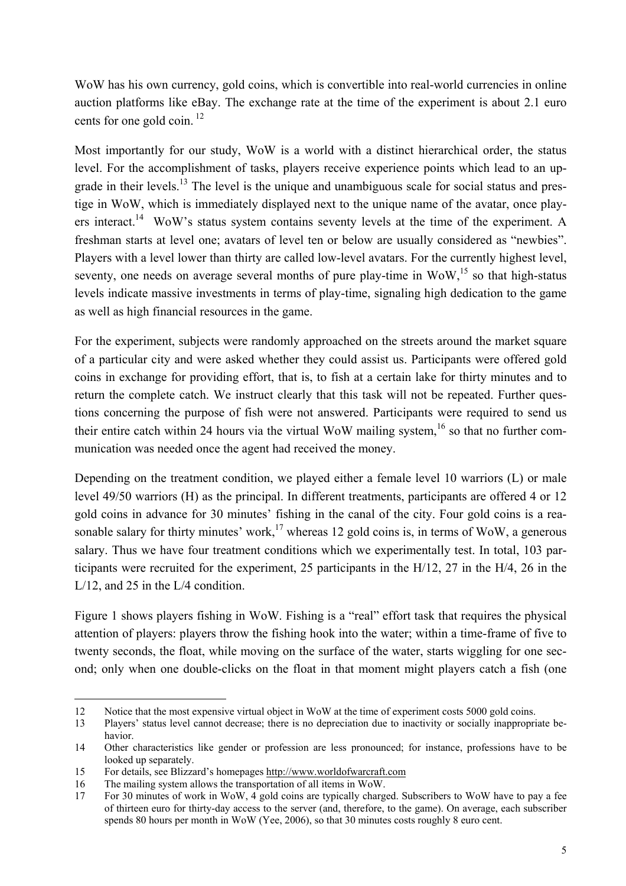WoW has his own currency, gold coins, which is convertible into real-world currencies in online auction platforms like eBay. The exchange rate at the time of the experiment is about 2.1 euro cents for one gold coin. [12]

Most importantly for our study, WoW is a world with a distinct hierarchical order, the status level. For the accomplishment of tasks, players receive experience points which lead to an upgrade in their levels.[13] The level is the unique and unambiguous scale for social status and prestige in WoW, which is immediately displayed next to the unique name of the avatar, once players interact.[14] WoW's status system contains seventy levels at the time of the experiment. A freshman starts at level one; avatars of level ten or below are usually considered as "newbies". Players with a level lower than thirty are called low-level avatars. For the currently highest level, seventy, one needs on average several months of pure play-time in WoW,[15] so that high-status levels indicate massive investments in terms of play-time, signaling high dedication to the game as well as high financial resources in the game.

For the experiment, subjects were randomly approached on the streets around the market square of a particular city and were asked whether they could assist us. Participants were offered gold coins in exchange for providing effort, that is, to fish at a certain lake for thirty minutes and to return the complete catch. We instruct clearly that this task will not be repeated. Further questions concerning the purpose of fish were not answered. Participants were required to send us their entire catch within 24 hours via the virtual WoW mailing system,[16] so that no further communication was needed once the agent had received the money.

Depending on the treatment condition, we played either a female level 10 warriors (L) or male level 49/50 warriors (H) as the principal. In different treatments, participants are offered 4 or 12 gold coins in advance for 30 minutes' fishing in the canal of the city. Four gold coins is a reasonable salary for thirty minutes' work,[17] whereas 12 gold coins is, in terms of WoW, a generous salary. Thus we have four treatment conditions which we experimentally test. In total, 103 participants were recruited for the experiment, 25 participants in the H/12, 27 in the H/4, 26 in the L/12, and 25 in the L/4 condition.

Figure 1 shows players fishing in WoW. Fishing is a "real" effort task that requires the physical attention of players: players throw the fishing hook into the water; within a time-frame of five to twenty seconds, the float, while moving on the surface of the water, starts wiggling for one second; only when one double-clicks on the float in that moment might players catch a fish (one

---

12 Notice that the most expensive virtual object in WoW at the time of experiment costs 5000 gold coins.

13 Players' status level cannot decrease; there is no depreciation due to inactivity or socially inappropriate behavior.

14 Other characteristics like gender or profession are less pronounced; for instance, professions have to be looked up separately.

15 For details, see Blizzard's homepages http://www.worldofwarcraft.com

16 The mailing system allows the transportation of all items in WoW.

17 For 30 minutes of work in WoW, 4 gold coins are typically charged. Subscribers to WoW have to pay a fee of thirteen euro for thirty-day access to the server (and, therefore, to the game). On average, each subscriber spends 80 hours per month in WoW (Yee, 2006), so that 30 minutes costs roughly 8 euro cent.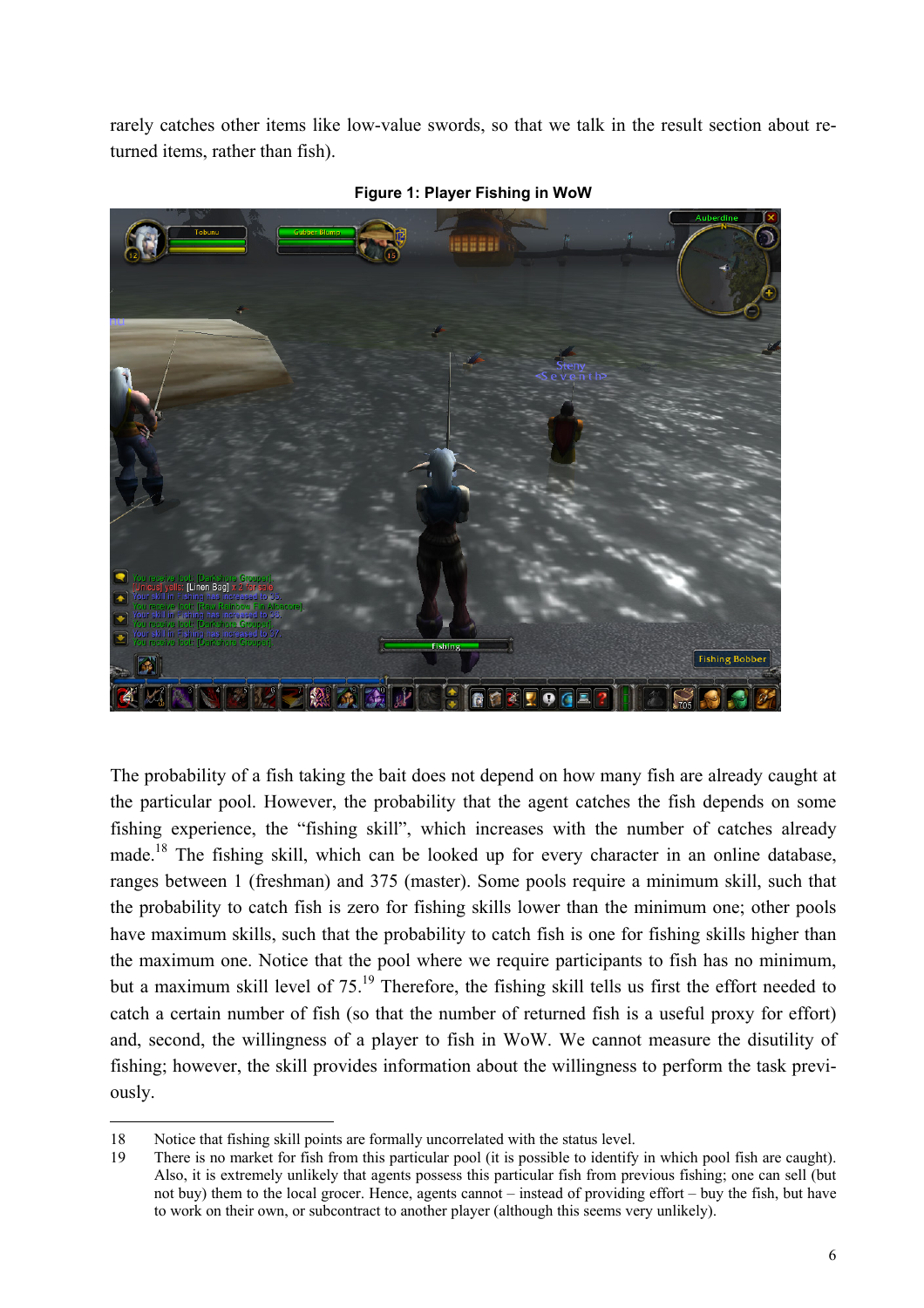rarely catches other items like low-value swords, so that we talk in the result section about returned items, rather than fish).

**Figure 1: Player Fishing in WoW**

The probability of a fish taking the bait does not depend on how many fish are already caught at the particular pool. However, the probability that the agent catches the fish depends on some fishing experience, the "fishing skill", which increases with the number of catches already made.[18] The fishing skill, which can be looked up for every character in an online database, ranges between 1 (freshman) and 375 (master). Some pools require a minimum skill, such that the probability to catch fish is zero for fishing skills lower than the minimum one; other pools have maximum skills, such that the probability to catch fish is one for fishing skills higher than the maximum one. Notice that the pool where we require participants to fish has no minimum, but a maximum skill level of 75.[19] Therefore, the fishing skill tells us first the effort needed to catch a certain number of fish (so that the number of returned fish is a useful proxy for effort) and, second, the willingness of a player to fish in WoW. We cannot measure the disutility of fishing; however, the skill provides information about the willingness to perform the task previously.

18 Notice that fishing skill points are formally uncorrelated with the status level.

19 There is no market for fish from this particular pool (it is possible to identify in which pool fish are caught). Also, it is extremely unlikely that agents possess this particular fish from previous fishing; one can sell (but not buy) them to the local grocer. Hence, agents cannot – instead of providing effort – buy the fish, but have to work on their own, or subcontract to another player (although this seems very unlikely).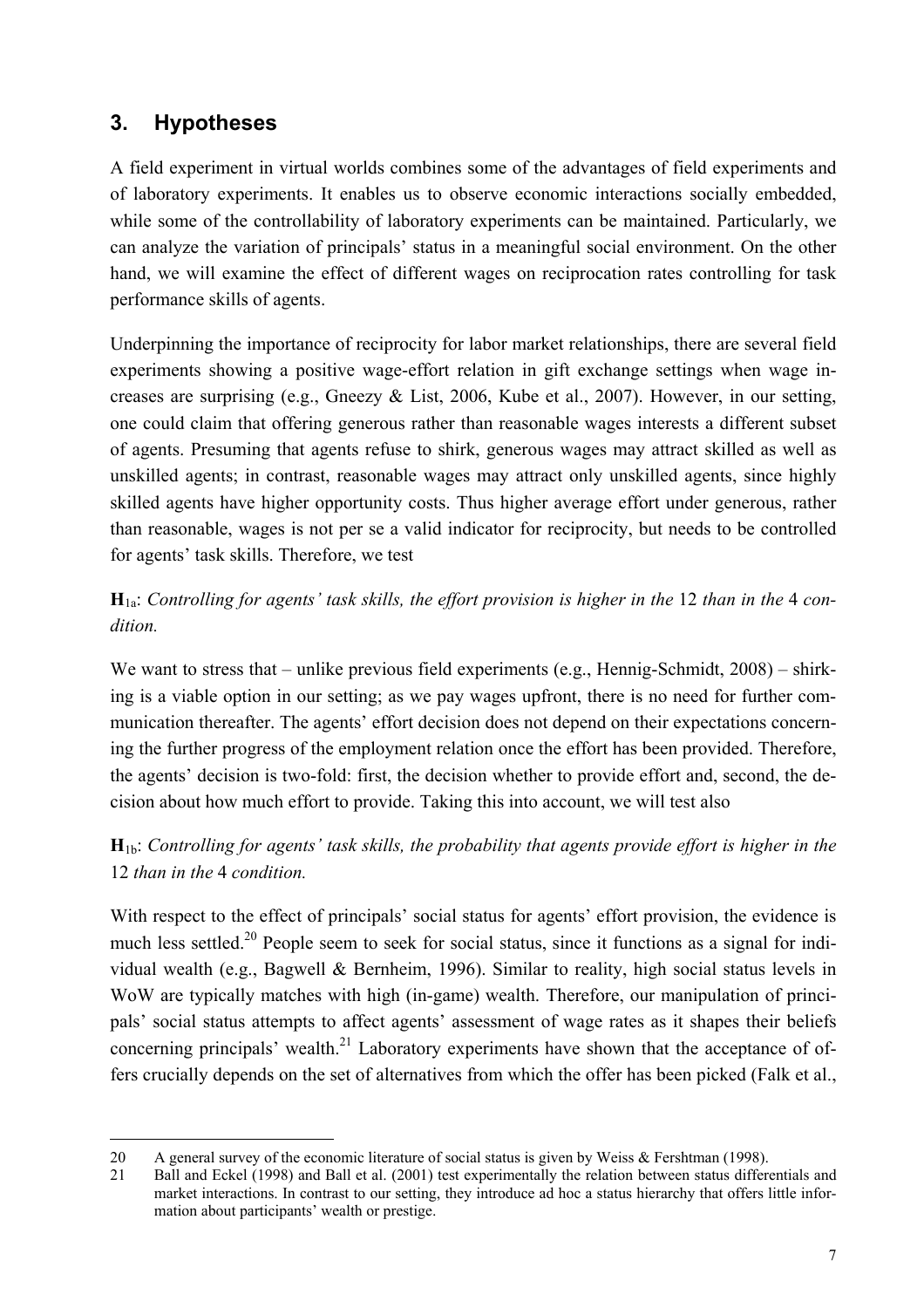## 3. Hypotheses

A field experiment in virtual worlds combines some of the advantages of field experiments and of laboratory experiments. It enables us to observe economic interactions socially embedded, while some of the controllability of laboratory experiments can be maintained. Particularly, we can analyze the variation of principals' status in a meaningful social environment. On the other hand, we will examine the effect of different wages on reciprocation rates controlling for task performance skills of agents.

Underpinning the importance of reciprocity for labor market relationships, there are several field experiments showing a positive wage-effort relation in gift exchange settings when wage increases are surprising (e.g., Gneezy & List, 2006, Kube et al., 2007). However, in our setting, one could claim that offering generous rather than reasonable wages interests a different subset of agents. Presuming that agents refuse to shirk, generous wages may attract skilled as well as unskilled agents; in contrast, reasonable wages may attract only unskilled agents, since highly skilled agents have higher opportunity costs. Thus higher average effort under generous, rather than reasonable, wages is not per se a valid indicator for reciprocity, but needs to be controlled for agents' task skills. Therefore, we test

**H**$_{1a}$: *Controlling for agents' task skills, the effort provision is higher in the* 12 *than in the* 4 *condition.*

We want to stress that – unlike previous field experiments (e.g., Hennig-Schmidt, 2008) – shirking is a viable option in our setting; as we pay wages upfront, there is no need for further communication thereafter. The agents' effort decision does not depend on their expectations concerning the further progress of the employment relation once the effort has been provided. Therefore, the agents' decision is two-fold: first, the decision whether to provide effort and, second, the decision about how much effort to provide. Taking this into account, we will test also

**H**$_{1b}$: *Controlling for agents' task skills, the probability that agents provide effort is higher in the* 12 *than in the* 4 *condition.*

With respect to the effect of principals' social status for agents' effort provision, the evidence is much less settled.[20] People seem to seek for social status, since it functions as a signal for individual wealth (e.g., Bagwell & Bernheim, 1996). Similar to reality, high social status levels in WoW are typically matches with high (in-game) wealth. Therefore, our manipulation of principals' social status attempts to affect agents' assessment of wage rates as it shapes their beliefs concerning principals' wealth.[21] Laboratory experiments have shown that the acceptance of offers crucially depends on the set of alternatives from which the offer has been picked (Falk et al.,

---

20 A general survey of the economic literature of social status is given by Weiss & Fershtman (1998).

21 Ball and Eckel (1998) and Ball et al. (2001) test experimentally the relation between status differentials and market interactions. In contrast to our setting, they introduce ad hoc a status hierarchy that offers little information about participants' wealth or prestige.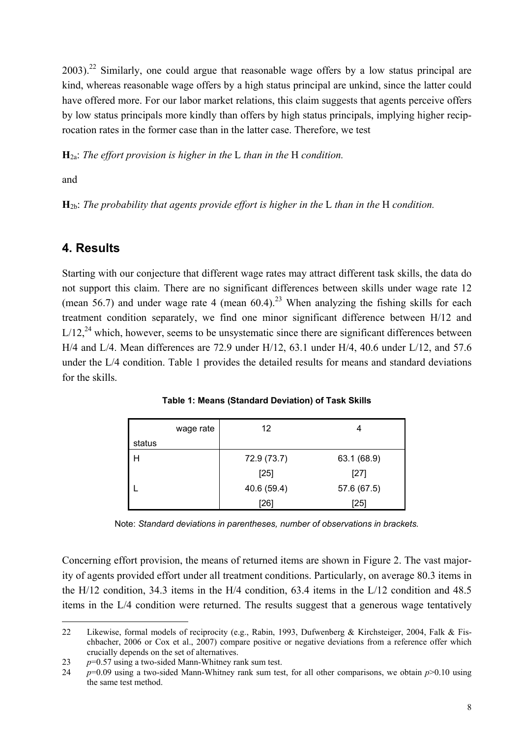2003).[22] Similarly, one could argue that reasonable wage offers by a low status principal are kind, whereas reasonable wage offers by a high status principal are unkind, since the latter could have offered more. For our labor market relations, this claim suggests that agents perceive offers by low status principals more kindly than offers by high status principals, implying higher reciprocation rates in the former case than in the latter case. Therefore, we test

**H**$_{2a}$: *The effort provision is higher in the* L *than in the* H *condition.*

and

**H**$_{2b}$: *The probability that agents provide effort is higher in the* L *than in the* H *condition.*

## 4. Results

Starting with our conjecture that different wage rates may attract different task skills, the data do not support this claim. There are no significant differences between skills under wage rate 12 (mean 56.7) and under wage rate 4 (mean 60.4).[23] When analyzing the fishing skills for each treatment condition separately, we find one minor significant difference between H/12 and L/12,[24] which, however, seems to be unsystematic since there are significant differences between H/4 and L/4. Mean differences are 72.9 under H/12, 63.1 under H/4, 40.6 under L/12, and 57.6 under the L/4 condition. Table 1 provides the detailed results for means and standard deviations for the skills.

**Table 1: Means (Standard Deviation) of Task Skills**

| status \ wage rate | 12 | 4 |
|---|---|---|
| H | 72.9 (73.7) [25] | 63.1 (68.9) [27] |
| L | 40.6 (59.4) [26] | 57.6 (67.5) [25] |

Note: *Standard deviations in parentheses, number of observations in brackets.*

Concerning effort provision, the means of returned items are shown in Figure 2. The vast majority of agents provided effort under all treatment conditions. Particularly, on average 80.3 items in the H/12 condition, 34.3 items in the H/4 condition, 63.4 items in the L/12 condition and 48.5 items in the L/4 condition were returned. The results suggest that a generous wage tentatively

---

22 Likewise, formal models of reciprocity (e.g., Rabin, 1993, Dufwenberg & Kirchsteiger, 2004, Falk & Fischbacher, 2006 or Cox et al., 2007) compare positive or negative deviations from a reference offer which crucially depends on the set of alternatives.

23 $p$=0.57 using a two-sided Mann-Whitney rank sum test.

24 $p$=0.09 using a two-sided Mann-Whitney rank sum test, for all other comparisons, we obtain $p$>0.10 using the same test method.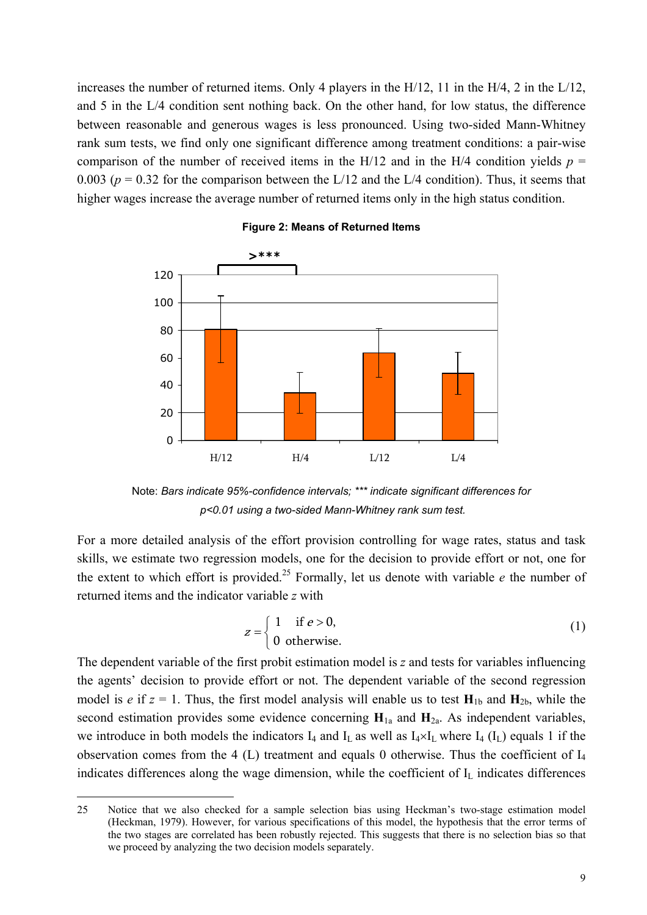increases the number of returned items. Only 4 players in the H/12, 11 in the H/4, 2 in the L/12, and 5 in the L/4 condition sent nothing back. On the other hand, for low status, the difference between reasonable and generous wages is less pronounced. Using two-sided Mann-Whitney rank sum tests, we find only one significant difference among treatment conditions: a pair-wise comparison of the number of received items in the H/12 and in the H/4 condition yields $p = 0.003$ ($p = 0.32$ for the comparison between the L/12 and the L/4 condition). Thus, it seems that higher wages increase the average number of returned items only in the high status condition.

**Figure 2: Means of Returned Items**

Note: *Bars indicate 95%-confidence intervals; \*\*\* indicate significant differences for p<0.01 using a two-sided Mann-Whitney rank sum test.*

For a more detailed analysis of the effort provision controlling for wage rates, status and task skills, we estimate two regression models, one for the decision to provide effort or not, one for the extent to which effort is provided.[25] Formally, let us denote with variable $e$ the number of returned items and the indicator variable $z$ with

$$z = \begin{cases} 1 & \text{if } e > 0, \\ 0 & \text{otherwise.} \end{cases} \tag{1}$$

The dependent variable of the first probit estimation model is $z$ and tests for variables influencing the agents' decision to provide effort or not. The dependent variable of the second regression model is $e$ if $z = 1$. Thus, the first model analysis will enable us to test $\mathbf{H}_{1b}$ and $\mathbf{H}_{2b}$, while the second estimation provides some evidence concerning $\mathbf{H}_{1a}$ and $\mathbf{H}_{2a}$. As independent variables, we introduce in both models the indicators $I_4$ and $I_L$ as well as $I_4 \times I_L$ where $I_4$ ($I_L$) equals 1 if the observation comes from the 4 (L) treatment and equals 0 otherwise. Thus the coefficient of $I_4$ indicates differences along the wage dimension, while the coefficient of $I_L$ indicates differences

25 Notice that we also checked for a sample selection bias using Heckman's two-stage estimation model (Heckman, 1979). However, for various specifications of this model, the hypothesis that the error terms of the two stages are correlated has been robustly rejected. This suggests that there is no selection bias so that we proceed by analyzing the two decision models separately.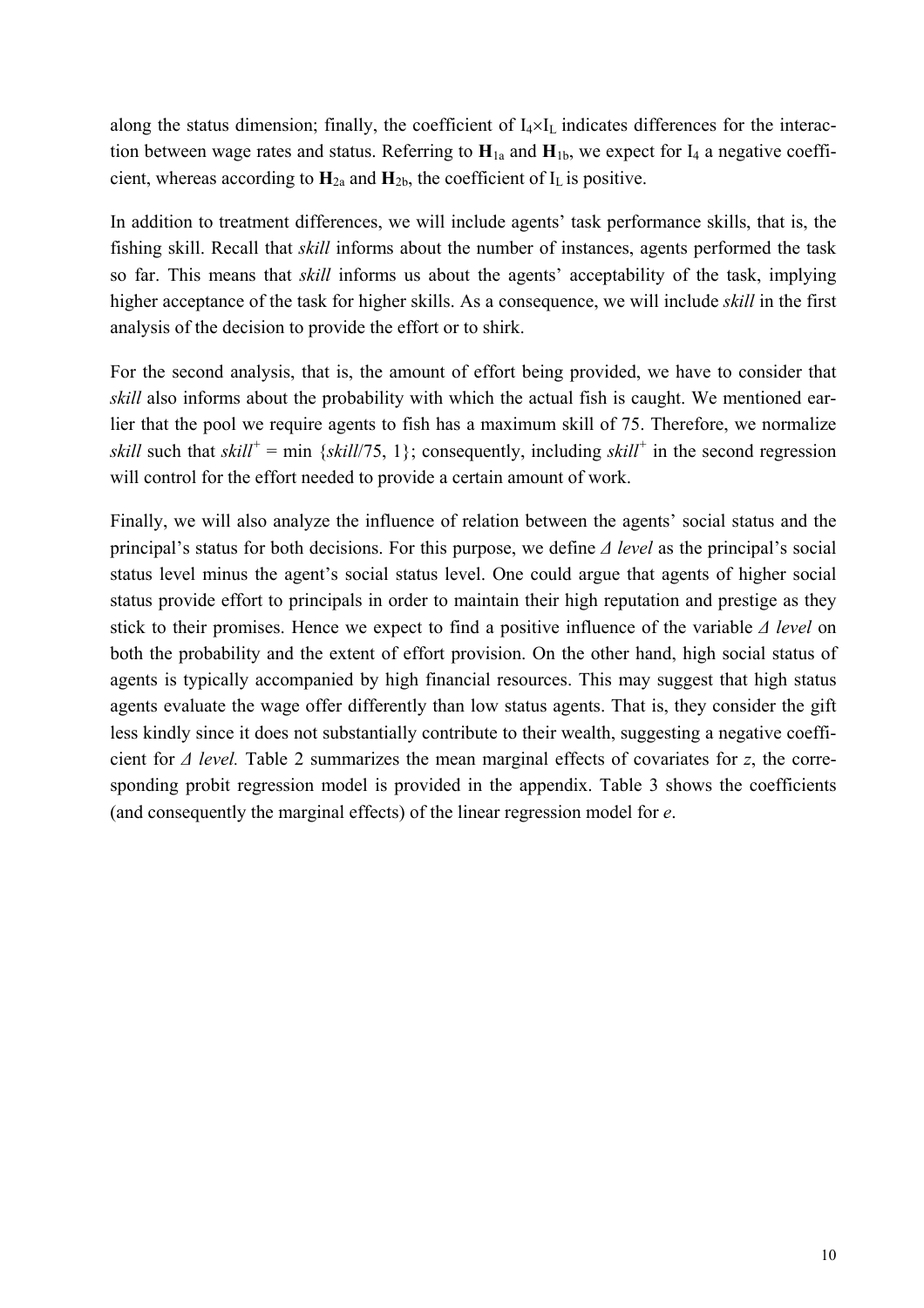along the status dimension; finally, the coefficient of $I_4 \times I_L$ indicates differences for the interaction between wage rates and status. Referring to $\mathbf{H}_{1a}$ and $\mathbf{H}_{1b}$, we expect for $I_4$ a negative coefficient, whereas according to $\mathbf{H}_{2a}$ and $\mathbf{H}_{2b}$, the coefficient of $I_L$ is positive.

In addition to treatment differences, we will include agents' task performance skills, that is, the fishing skill. Recall that *skill* informs about the number of instances, agents performed the task so far. This means that *skill* informs us about the agents' acceptability of the task, implying higher acceptance of the task for higher skills. As a consequence, we will include *skill* in the first analysis of the decision to provide the effort or to shirk.

For the second analysis, that is, the amount of effort being provided, we have to consider that *skill* also informs about the probability with which the actual fish is caught. We mentioned earlier that the pool we require agents to fish has a maximum skill of 75. Therefore, we normalize *skill* such that $skill^{+} = \min\{skill/75, 1\}$; consequently, including $skill^{+}$ in the second regression will control for the effort needed to provide a certain amount of work.

Finally, we will also analyze the influence of relation between the agents' social status and the principal's status for both decisions. For this purpose, we define *Δ level* as the principal's social status level minus the agent's social status level. One could argue that agents of higher social status provide effort to principals in order to maintain their high reputation and prestige as they stick to their promises. Hence we expect to find a positive influence of the variable *Δ level* on both the probability and the extent of effort provision. On the other hand, high social status of agents is typically accompanied by high financial resources. This may suggest that high status agents evaluate the wage offer differently than low status agents. That is, they consider the gift less kindly since it does not substantially contribute to their wealth, suggesting a negative coefficient for *Δ level.* Table 2 summarizes the mean marginal effects of covariates for *z*, the corresponding probit regression model is provided in the appendix. Table 3 shows the coefficients (and consequently the marginal effects) of the linear regression model for *e*.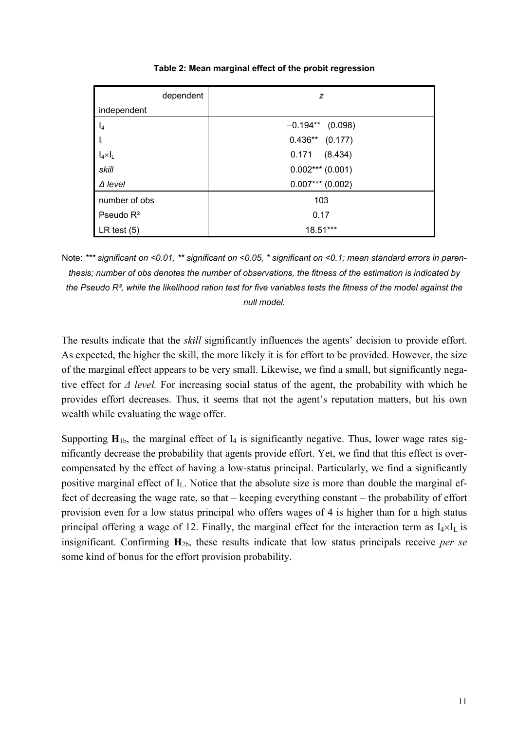**Table 2: Mean marginal effect of the probit regression**

| dependent / independent | $z$ |
|---|---|
| $I_4$ | –0.194** (0.098) |
| $I_L$ | 0.436** (0.177) |
| $I_4 \times I_L$ | 0.171 (8.434) |
| *skill* | 0.002*** (0.001) |
| *Δ level* | 0.007*** (0.002) |
| number of obs | 103 |
| Pseudo R² | 0.17 |
| LR test (5) | 18.51*** |

Note: *\*\*\* significant on <0.01, \*\* significant on <0.05, \* significant on <0.1; mean standard errors in parenthesis; number of obs denotes the number of observations, the fitness of the estimation is indicated by the Pseudo R², while the likelihood ration test for five variables tests the fitness of the model against the null model.*

The results indicate that the *skill* significantly influences the agents' decision to provide effort. As expected, the higher the skill, the more likely it is for effort to be provided. However, the size of the marginal effect appears to be very small. Likewise, we find a small, but significantly negative effect for *Δ level.* For increasing social status of the agent, the probability with which he provides effort decreases. Thus, it seems that not the agent's reputation matters, but his own wealth while evaluating the wage offer.

Supporting $\mathbf{H}_{1b}$, the marginal effect of $I_4$ is significantly negative. Thus, lower wage rates significantly decrease the probability that agents provide effort. Yet, we find that this effect is overcompensated by the effect of having a low-status principal. Particularly, we find a significantly positive marginal effect of $I_L$. Notice that the absolute size is more than double the marginal effect of decreasing the wage rate, so that – keeping everything constant – the probability of effort provision even for a low status principal who offers wages of 4 is higher than for a high status principal offering a wage of 12. Finally, the marginal effect for the interaction term as $I_4 \times I_L$ is insignificant. Confirming $\mathbf{H}_{2b}$, these results indicate that low status principals receive *per se* some kind of bonus for the effort provision probability.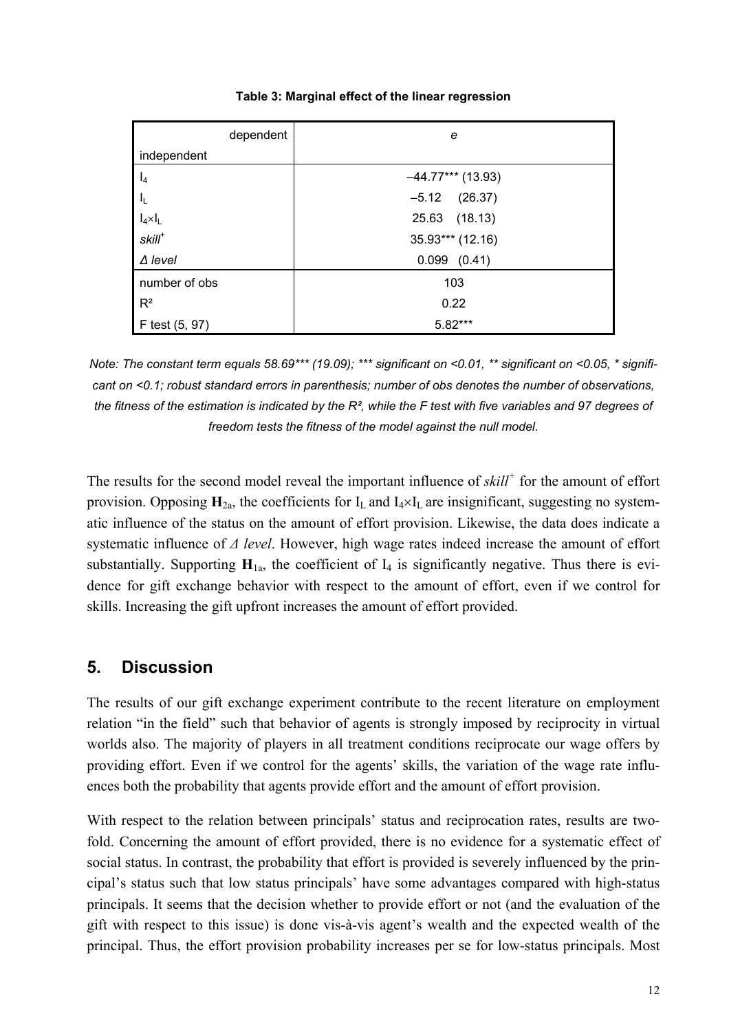**Table 3: Marginal effect of the linear regression**

| dependent / independent | $e$ |
|---|---|
| $I_4$ | –44.77*** (13.93) |
| $I_L$ | –5.12 (26.37) |
| $I_4 \times I_L$ | 25.63 (18.13) |
| $skill^+$ | 35.93*** (12.16) |
| $\Delta$ *level* | 0.099 (0.41) |
| number of obs | 103 |
| $R^2$ | 0.22 |
| F test (5, 97) | 5.82*** |

*Note: The constant term equals 58.69*** (19.09); *** significant on <0.01, ** significant on <0.05, * significant on <0.1; robust standard errors in parenthesis; number of obs denotes the number of observations, the fitness of the estimation is indicated by the R², while the F test with five variables and 97 degrees of freedom tests the fitness of the model against the null model.*

The results for the second model reveal the important influence of $skill^+$ for the amount of effort provision. Opposing $\mathbf{H}_{2a}$, the coefficients for $I_L$ and $I_4 \times I_L$ are insignificant, suggesting no systematic influence of the status on the amount of effort provision. Likewise, the data does indicate a systematic influence of $\Delta$ *level*. However, high wage rates indeed increase the amount of effort substantially. Supporting $\mathbf{H}_{1a}$, the coefficient of $I_4$ is significantly negative. Thus there is evidence for gift exchange behavior with respect to the amount of effort, even if we control for skills. Increasing the gift upfront increases the amount of effort provided.

## 5. Discussion

The results of our gift exchange experiment contribute to the recent literature on employment relation "in the field" such that behavior of agents is strongly imposed by reciprocity in virtual worlds also. The majority of players in all treatment conditions reciprocate our wage offers by providing effort. Even if we control for the agents' skills, the variation of the wage rate influences both the probability that agents provide effort and the amount of effort provision.

With respect to the relation between principals' status and reciprocation rates, results are twofold. Concerning the amount of effort provided, there is no evidence for a systematic effect of social status. In contrast, the probability that effort is provided is severely influenced by the principal's status such that low status principals' have some advantages compared with high-status principals. It seems that the decision whether to provide effort or not (and the evaluation of the gift with respect to this issue) is done vis-à-vis agent's wealth and the expected wealth of the principal. Thus, the effort provision probability increases per se for low-status principals. Most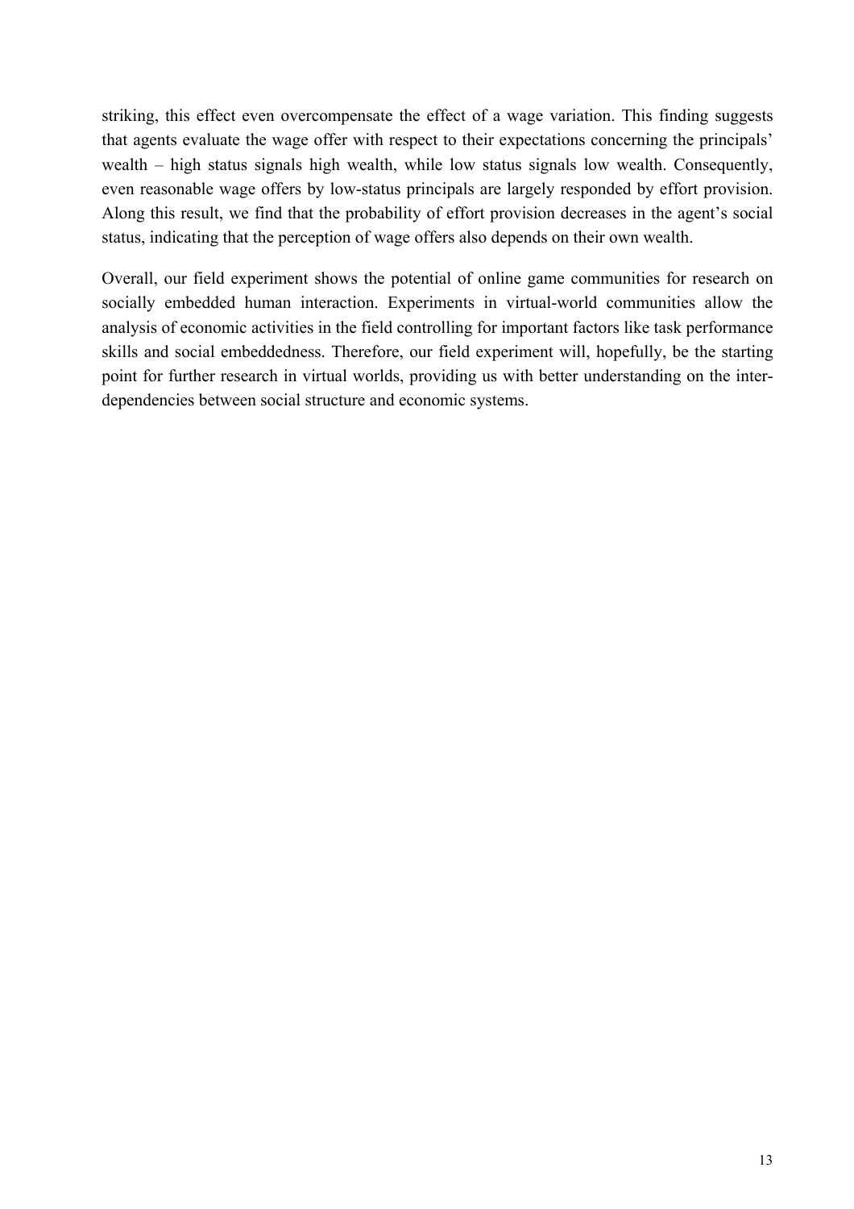striking, this effect even overcompensate the effect of a wage variation. This finding suggests that agents evaluate the wage offer with respect to their expectations concerning the principals' wealth – high status signals high wealth, while low status signals low wealth. Consequently, even reasonable wage offers by low-status principals are largely responded by effort provision. Along this result, we find that the probability of effort provision decreases in the agent's social status, indicating that the perception of wage offers also depends on their own wealth.

Overall, our field experiment shows the potential of online game communities for research on socially embedded human interaction. Experiments in virtual-world communities allow the analysis of economic activities in the field controlling for important factors like task performance skills and social embeddedness. Therefore, our field experiment will, hopefully, be the starting point for further research in virtual worlds, providing us with better understanding on the inter-dependencies between social structure and economic systems.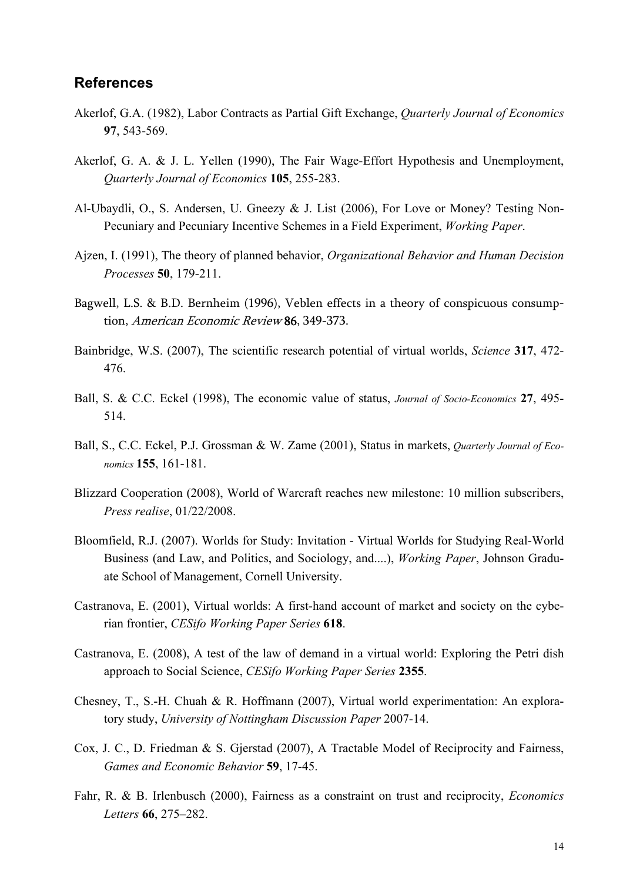## References

Akerlof, G.A. (1982), Labor Contracts as Partial Gift Exchange, *Quarterly Journal of Economics* **97**, 543-569.

Akerlof, G. A. & J. L. Yellen (1990), The Fair Wage-Effort Hypothesis and Unemployment, *Quarterly Journal of Economics* **105**, 255-283.

Al-Ubaydli, O., S. Andersen, U. Gneezy & J. List (2006), For Love or Money? Testing Non-Pecuniary and Pecuniary Incentive Schemes in a Field Experiment, *Working Paper*.

Ajzen, I. (1991), The theory of planned behavior, *Organizational Behavior and Human Decision Processes* **50**, 179-211.

Bagwell, L.S. & B.D. Bernheim (1996), Veblen effects in a theory of conspicuous consumption, *American Economic Review* **86**, 349-373.

Bainbridge, W.S. (2007), The scientific research potential of virtual worlds, *Science* **317**, 472-476.

Ball, S. & C.C. Eckel (1998), The economic value of status, *Journal of Socio-Economics* **27**, 495-514.

Ball, S., C.C. Eckel, P.J. Grossman & W. Zame (2001), Status in markets, *Quarterly Journal of Economics* **155**, 161-181.

Blizzard Cooperation (2008), World of Warcraft reaches new milestone: 10 million subscribers, *Press realise*, 01/22/2008.

Bloomfield, R.J. (2007). Worlds for Study: Invitation - Virtual Worlds for Studying Real-World Business (and Law, and Politics, and Sociology, and....), *Working Paper*, Johnson Graduate School of Management, Cornell University.

Castranova, E. (2001), Virtual worlds: A first-hand account of market and society on the cyberian frontier, *CESifo Working Paper Series* **618**.

Castranova, E. (2008), A test of the law of demand in a virtual world: Exploring the Petri dish approach to Social Science, *CESifo Working Paper Series* **2355**.

Chesney, T., S.-H. Chuah & R. Hoffmann (2007), Virtual world experimentation: An exploratory study, *University of Nottingham Discussion Paper* 2007-14.

Cox, J. C., D. Friedman & S. Gjerstad (2007), A Tractable Model of Reciprocity and Fairness, *Games and Economic Behavior* **59**, 17-45.

Fahr, R. & B. Irlenbusch (2000), Fairness as a constraint on trust and reciprocity, *Economics Letters* **66**, 275–282.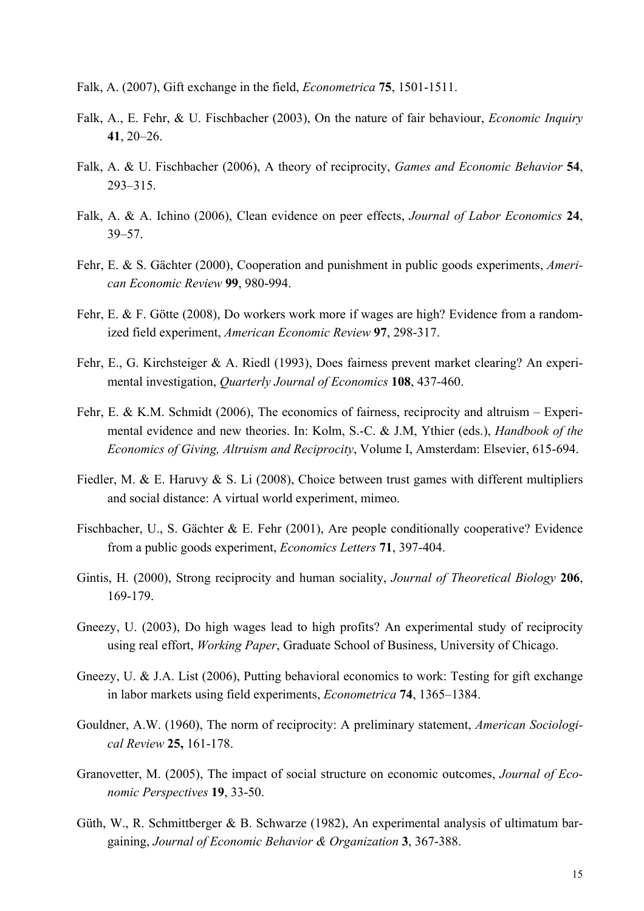Falk, A. (2007), Gift exchange in the field, *Econometrica* **75**, 1501-1511.

Falk, A., E. Fehr, & U. Fischbacher (2003), On the nature of fair behaviour, *Economic Inquiry* **41**, 20–26.

Falk, A. & U. Fischbacher (2006), A theory of reciprocity, *Games and Economic Behavior* **54**, 293–315.

Falk, A. & A. Ichino (2006), Clean evidence on peer effects, *Journal of Labor Economics* **24**, 39–57.

Fehr, E. & S. Gächter (2000), Cooperation and punishment in public goods experiments, *American Economic Review* **99**, 980-994.

Fehr, E. & F. Götte (2008), Do workers work more if wages are high? Evidence from a randomized field experiment, *American Economic Review* **97**, 298-317.

Fehr, E., G. Kirchsteiger & A. Riedl (1993), Does fairness prevent market clearing? An experimental investigation, *Quarterly Journal of Economics* **108**, 437-460.

Fehr, E. & K.M. Schmidt (2006), The economics of fairness, reciprocity and altruism – Experimental evidence and new theories. In: Kolm, S.-C. & J.M, Ythier (eds.), *Handbook of the Economics of Giving, Altruism and Reciprocity*, Volume I, Amsterdam: Elsevier, 615-694.

Fiedler, M. & E. Haruvy & S. Li (2008), Choice between trust games with different multipliers and social distance: A virtual world experiment, mimeo.

Fischbacher, U., S. Gächter & E. Fehr (2001), Are people conditionally cooperative? Evidence from a public goods experiment, *Economics Letters* **71**, 397-404.

Gintis, H. (2000), Strong reciprocity and human sociality, *Journal of Theoretical Biology* **206**, 169-179.

Gneezy, U. (2003), Do high wages lead to high profits? An experimental study of reciprocity using real effort, *Working Paper*, Graduate School of Business, University of Chicago.

Gneezy, U. & J.A. List (2006), Putting behavioral economics to work: Testing for gift exchange in labor markets using field experiments, *Econometrica* **74**, 1365–1384.

Gouldner, A.W. (1960), The norm of reciprocity: A preliminary statement, *American Sociological Review* **25,** 161-178.

Granovetter, M. (2005), The impact of social structure on economic outcomes, *Journal of Economic Perspectives* **19**, 33-50.

Güth, W., R. Schmittberger & B. Schwarze (1982), An experimental analysis of ultimatum bargaining, *Journal of Economic Behavior & Organization* **3**, 367-388.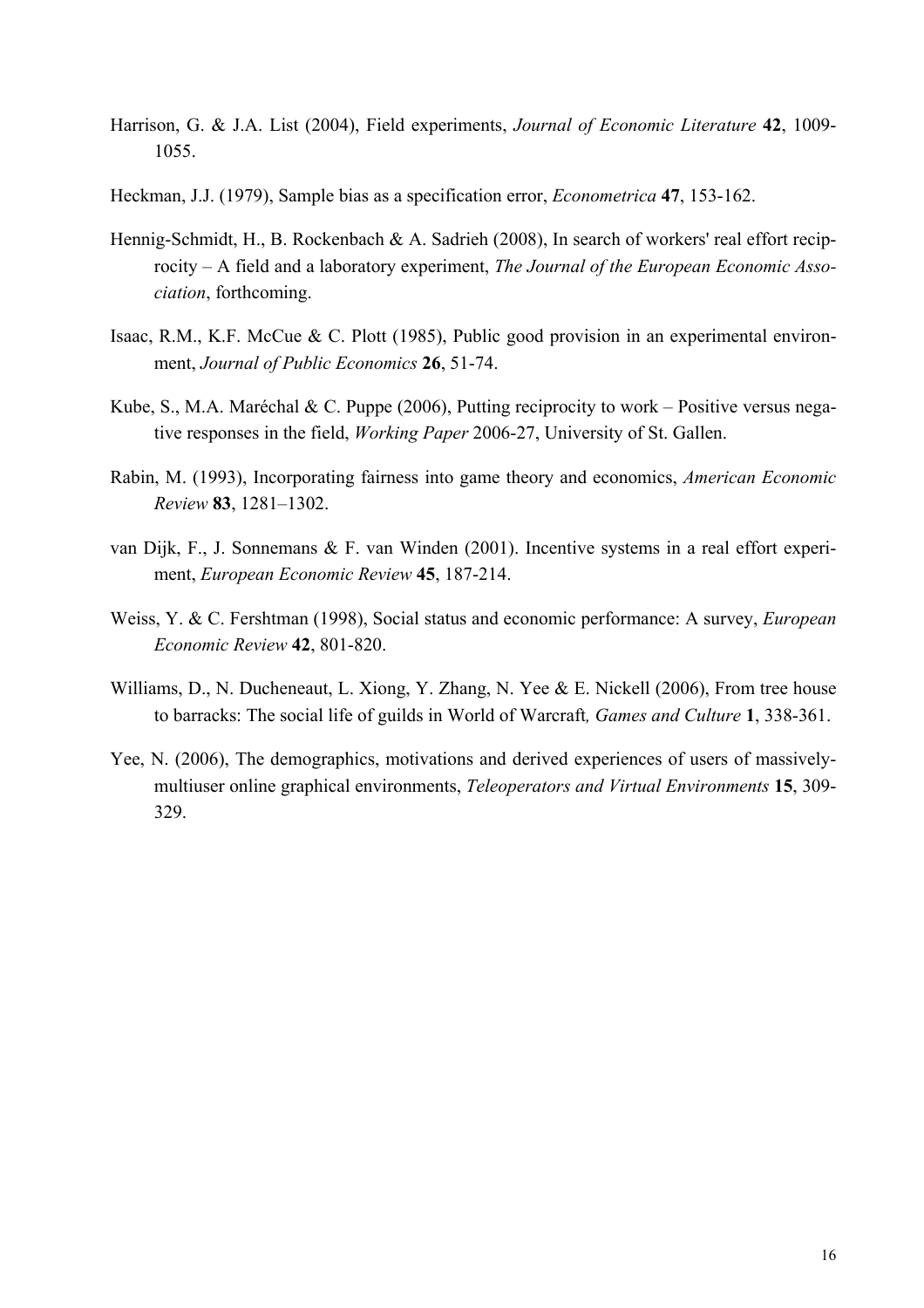Harrison, G. & J.A. List (2004), Field experiments, *Journal of Economic Literature* **42**, 1009-1055.

Heckman, J.J. (1979), Sample bias as a specification error, *Econometrica* **47**, 153-162.

Hennig-Schmidt, H., B. Rockenbach & A. Sadrieh (2008), In search of workers' real effort reciprocity – A field and a laboratory experiment, *The Journal of the European Economic Association*, forthcoming.

Isaac, R.M., K.F. McCue & C. Plott (1985), Public good provision in an experimental environment, *Journal of Public Economics* **26**, 51-74.

Kube, S., M.A. Maréchal & C. Puppe (2006), Putting reciprocity to work – Positive versus negative responses in the field, *Working Paper* 2006-27, University of St. Gallen.

Rabin, M. (1993), Incorporating fairness into game theory and economics, *American Economic Review* **83**, 1281–1302.

van Dijk, F., J. Sonnemans & F. van Winden (2001). Incentive systems in a real effort experiment, *European Economic Review* **45**, 187-214.

Weiss, Y. & C. Fershtman (1998), Social status and economic performance: A survey, *European Economic Review* **42**, 801-820.

Williams, D., N. Ducheneaut, L. Xiong, Y. Zhang, N. Yee & E. Nickell (2006), From tree house to barracks: The social life of guilds in World of Warcraft*, Games and Culture* **1**, 338-361.

Yee, N. (2006), The demographics, motivations and derived experiences of users of massively-multiuser online graphical environments, *Teleoperators and Virtual Environments* **15**, 309-329.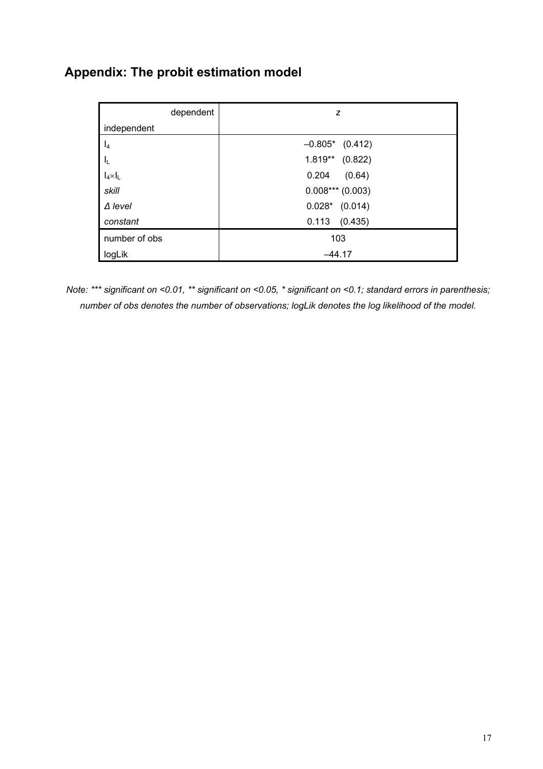## Appendix: The probit estimation model

| dependent / independent | $z$ |
|---|---|
| $I_4$ | –0.805* (0.412) |
| $I_L$ | 1.819** (0.822) |
| $I_4 \times I_L$ | 0.204 (0.64) |
| *skill* | 0.008*** (0.003) |
| *Δ level* | 0.028* (0.014) |
| *constant* | 0.113 (0.435) |
| number of obs | 103 |
| logLik | –44.17 |

*Note: *** significant on <0.01, ** significant on <0.05, * significant on <0.1; standard errors in parenthesis; number of obs denotes the number of observations; logLik denotes the log likelihood of the model.*